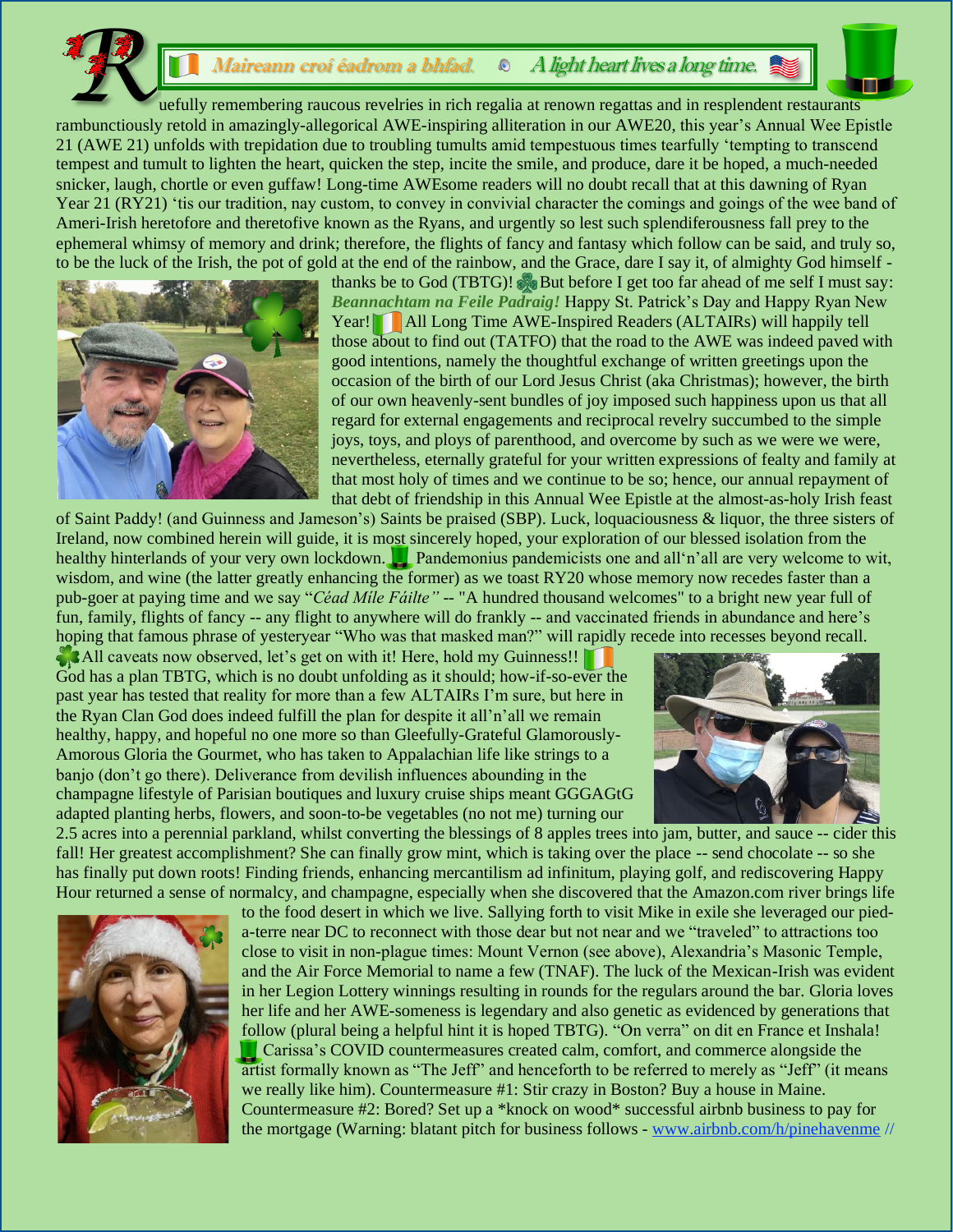*Maireann croí éadrom a bhfad.* *A light heart lives a long time.*

Ruefully remembering raucous revelries in rich regalia at renown regattas and in resplendent restaurants rambunctiously retold in amazingly-allegorical AWE-inspiring alliteration in our AWE20, this year's Annual Wee Epistle 21 (AWE 21) unfolds with trepidation due to troubling tumults amid tempestuous times tearfully 'tempting to transcend tempest and tumult to lighten the heart, quicken the step, incite the smile, and produce, dare it be hoped, a much-needed snicker, laugh, chortle or even guffaw! Long-time AWEsome readers will no doubt recall that at this dawning of Ryan Year 21 (RY21) 'tis our tradition, nay custom, to convey in convivial character the comings and goings of the wee band of Ameri-Irish heretofore and theretofive known as the Ryans, and urgently so lest such splendiferousness fall prey to the ephemeral whimsy of memory and drink; therefore, the flights of fancy and fantasy which follow can be said, and truly so, to be the luck of the Irish, the pot of gold at the end of the rainbow, and the Grace, dare I say it, of almighty God himself - thanks be to God (TBTG)! But before I get too far ahead of me self I must say: ***Beannachtam na Feile Padraig!*** Happy St. Patrick's Day and Happy Ryan New Year! All Long Time AWE-Inspired Readers (ALTAIRs) will happily tell those about to find out (TATFO) that the road to the AWE was indeed paved with good intentions, namely the thoughtful exchange of written greetings upon the occasion of the birth of our Lord Jesus Christ (aka Christmas); however, the birth of our own heavenly-sent bundles of joy imposed such happiness upon us that all regard for external engagements and reciprocal revelry succumbed to the simple joys, toys, and ploys of parenthood, and overcome by such as we were we were, nevertheless, eternally grateful for your written expressions of fealty and family at that most holy of times and we continue to be so; hence, our annual repayment of that debt of friendship in this Annual Wee Epistle at the almost-as-holy Irish feast of Saint Paddy! (and Guinness and Jameson's) Saints be praised (SBP). Luck, loquaciousness & liquor, the three sisters of Ireland, now combined herein will guide, it is most sincerely hoped, your exploration of our blessed isolation from the healthy hinterlands of your very own lockdown. Pandemonius pandemicists one and all'n'all are very welcome to wit, wisdom, and wine (the latter greatly enhancing the former) as we toast RY20 whose memory now recedes faster than a pub-goer at paying time and we say "*Céad Míle Fáilte*" -- "A hundred thousand welcomes" to a bright new year full of fun, family, flights of fancy -- any flight to anywhere will do frankly -- and vaccinated friends in abundance and here's hoping that famous phrase of yesteryear "Who was that masked man?" will rapidly recede into recesses beyond recall.

All caveats now observed, let's get on with it! Here, hold my Guinness!! God has a plan TBTG, which is no doubt unfolding as it should; how-if-so-ever the past year has tested that reality for more than a few ALTAIRs I'm sure, but here in the Ryan Clan God does indeed fulfill the plan for despite it all'n'all we remain healthy, happy, and hopeful no one more so than Gleefully-Grateful Glamorously-Amorous Gloria the Gourmet, who has taken to Appalachian life like strings to a banjo (don't go there). Deliverance from devilish influences abounding in the champagne lifestyle of Parisian boutiques and luxury cruise ships meant GGGAGtG adapted planting herbs, flowers, and soon-to-be vegetables (no not me) turning our 2.5 acres into a perennial parkland, whilst converting the blessings of 8 apples trees into jam, butter, and sauce -- cider this fall! Her greatest accomplishment? She can finally grow mint, which is taking over the place -- send chocolate -- so she has finally put down roots! Finding friends, enhancing mercantilism ad infinitum, playing golf, and rediscovering Happy Hour returned a sense of normalcy, and champagne, especially when she discovered that the Amazon.com river brings life to the food desert in which we live. Sallying forth to visit Mike in exile she leveraged our pied-a-terre near DC to reconnect with those dear but not near and we "traveled" to attractions too close to visit in non-plague times: Mount Vernon (see above), Alexandria's Masonic Temple, and the Air Force Memorial to name a few (TNAF). The luck of the Mexican-Irish was evident in her Legion Lottery winnings resulting in rounds for the regulars around the bar. Gloria loves her life and her AWE-someness is legendary and also genetic as evidenced by generations that follow (plural being a helpful hint it is hoped TBTG). "On verra" on dit en France et Inshala! Carissa's COVID countermeasures created calm, comfort, and commerce alongside the artist formally known as "The Jeff" and henceforth to be referred to merely as "Jeff" (it means we really like him). Countermeasure #1: Stir crazy in Boston? Buy a house in Maine. Countermeasure #2: Bored? Set up a *knock on wood* successful airbnb business to pay for the mortgage (Warning: blatant pitch for business follows - www.airbnb.com/h/pinehavenme //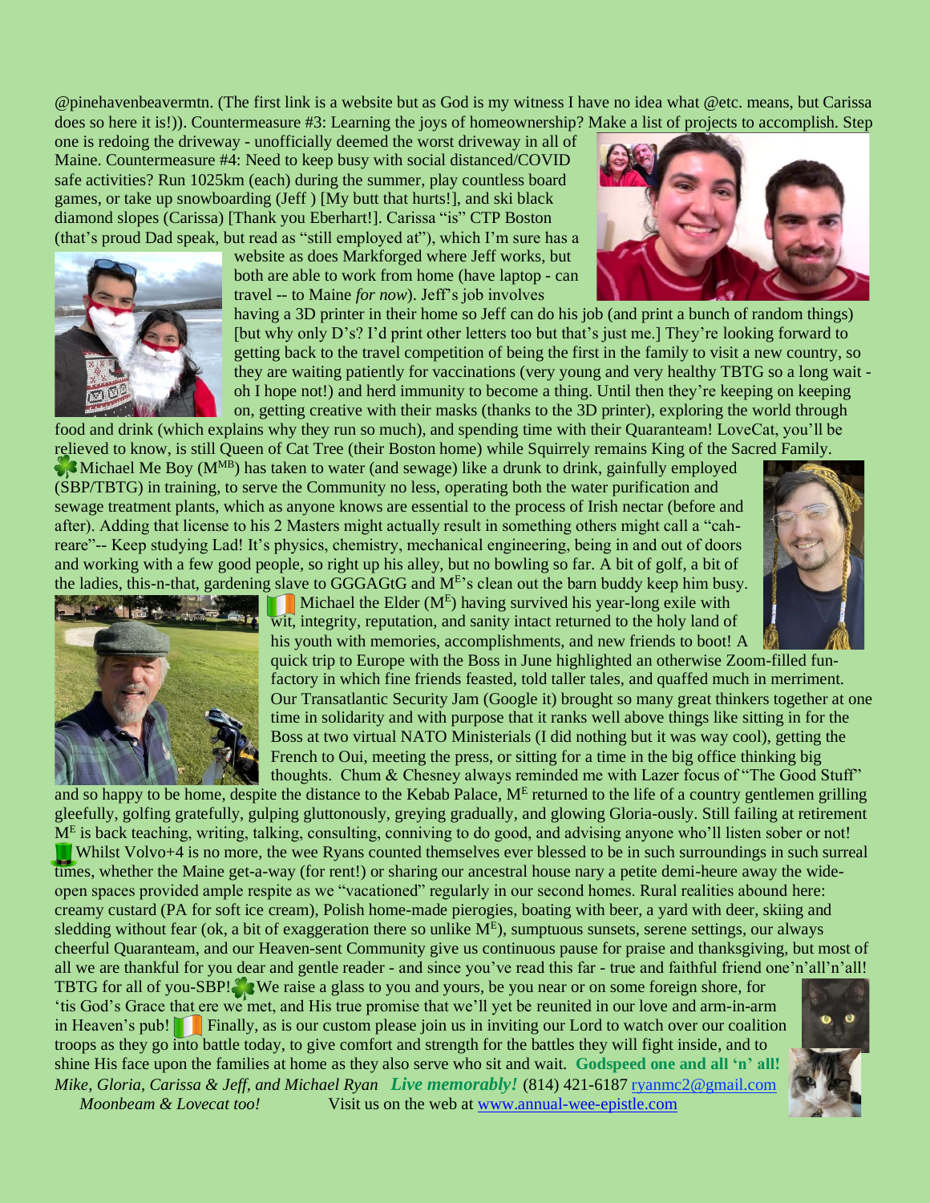@pinehavenbeavermtn. (The first link is a website but as God is my witness I have no idea what @etc. means, but Carissa does so here it is!)). Countermeasure #3: Learning the joys of homeownership? Make a list of projects to accomplish. Step one is redoing the driveway - unofficially deemed the worst driveway in all of Maine. Countermeasure #4: Need to keep busy with social distanced/COVID safe activities? Run 1025km (each) during the summer, play countless board games, or take up snowboarding (Jeff ) [My butt that hurts!], and ski black diamond slopes (Carissa) [Thank you Eberhart!]. Carissa "is" CTP Boston (that's proud Dad speak, but read as "still employed at"), which I'm sure has a website as does Markforged where Jeff works, but both are able to work from home (have laptop - can travel -- to Maine *for now*). Jeff's job involves having a 3D printer in their home so Jeff can do his job (and print a bunch of random things) [but why only D's? I'd print other letters too but that's just me.] They're looking forward to getting back to the travel competition of being the first in the family to visit a new country, so they are waiting patiently for vaccinations (very young and very healthy TBTG so a long wait - oh I hope not!) and herd immunity to become a thing. Until then they're keeping on keeping on, getting creative with their masks (thanks to the 3D printer), exploring the world through food and drink (which explains why they run so much), and spending time with their Quaranteam! LoveCat, you'll be relieved to know, is still Queen of Cat Tree (their Boston home) while Squirrely remains King of the Sacred Family.

☘ Michael Me Boy ($M^{MB}$) has taken to water (and sewage) like a drunk to drink, gainfully employed (SBP/TBTG) in training, to serve the Community no less, operating both the water purification and sewage treatment plants, which as anyone knows are essential to the process of Irish nectar (before and after). Adding that license to his 2 Masters might actually result in something others might call a "cah-reare"-- Keep studying Lad! It's physics, chemistry, mechanical engineering, being in and out of doors and working with a few good people, so right up his alley, but no bowling so far. A bit of golf, a bit of the ladies, this-n-that, gardening slave to GGGAGtG and $M^E$'s clean out the barn buddy keep him busy.

Michael the Elder ($M^E$) having survived his year-long exile with wit, integrity, reputation, and sanity intact returned to the holy land of his youth with memories, accomplishments, and new friends to boot! A quick trip to Europe with the Boss in June highlighted an otherwise Zoom-filled fun-factory in which fine friends feasted, told taller tales, and quaffed much in merriment. Our Transatlantic Security Jam (Google it) brought so many great thinkers together at one time in solidarity and with purpose that it ranks well above things like sitting in for the Boss at two virtual NATO Ministerials (I did nothing but it was way cool), getting the French to Oui, meeting the press, or sitting for a time in the big office thinking big thoughts. Chum & Chesney always reminded me with Lazer focus of "The Good Stuff" and so happy to be home, despite the distance to the Kebab Palace, $M^E$ returned to the life of a country gentlemen grilling gleefully, golfing gratefully, gulping gluttonously, greying gradually, and glowing Gloria-ously. Still failing at retirement $M^E$ is back teaching, writing, talking, consulting, conniving to do good, and advising anyone who'll listen sober or not!

Whilst Volvo+4 is no more, the wee Ryans counted themselves ever blessed to be in such surroundings in such surreal times, whether the Maine get-a-way (for rent!) or sharing our ancestral house nary a petite demi-heure away the wide-open spaces provided ample respite as we "vacationed" regularly in our second homes. Rural realities abound here: creamy custard (PA for soft ice cream), Polish home-made pierogies, boating with beer, a yard with deer, skiing and sledding without fear (ok, a bit of exaggeration there so unlike $M^E$), sumptuous sunsets, serene settings, our always cheerful Quaranteam, and our Heaven-sent Community give us continuous pause for praise and thanksgiving, but most of all we are thankful for you dear and gentle reader - and since you've read this far - true and faithful friend one'n'all'n'all! TBTG for all of you-SBP! ☘ We raise a glass to you and yours, be you near or on some foreign shore, for 'tis God's Grace that ere we met, and His true promise that we'll yet be reunited in our love and arm-in-arm in Heaven's pub! Finally, as is our custom please join us in inviting our Lord to watch over our coalition troops as they go into battle today, to give comfort and strength for the battles they will fight inside, and to shine His face upon the families at home as they also serve who sit and wait. **Godspeed one and all 'n' all!**

*Mike, Gloria, Carissa & Jeff, and Michael Ryan* ***Live memorably!*** (814) 421-6187 ryanmc2@gmail.com

*Moonbeam & Lovecat too!* Visit us on the web at www.annual-wee-epistle.com